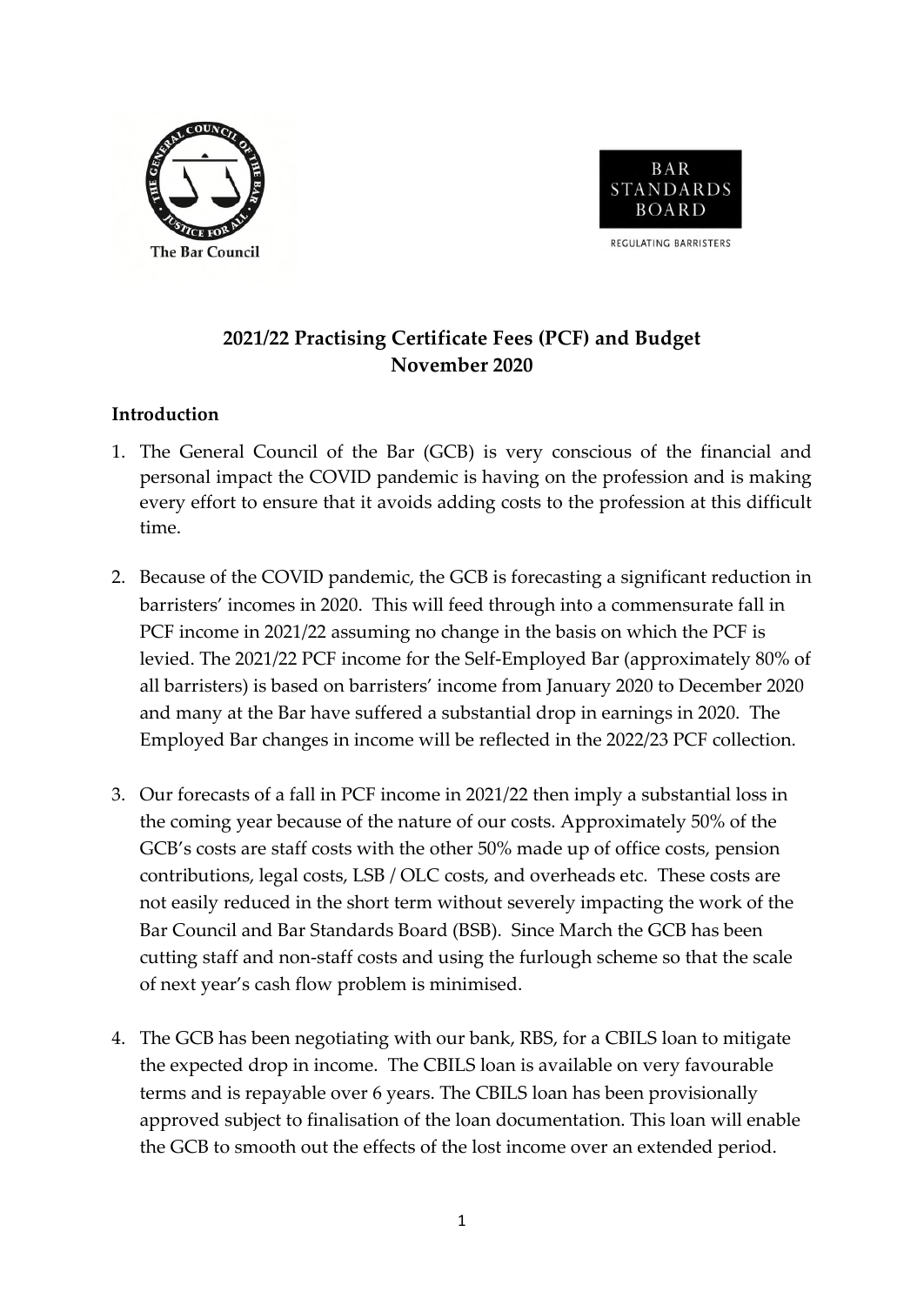The Bar Council

BAR STANDARDS BOARD

REGULATING BARRISTERS

# 2021/22 Practising Certificate Fees (PCF) and Budget
# November 2020

## Introduction

1. The General Council of the Bar (GCB) is very conscious of the financial and personal impact the COVID pandemic is having on the profession and is making every effort to ensure that it avoids adding costs to the profession at this difficult time.

2. Because of the COVID pandemic, the GCB is forecasting a significant reduction in barristers' incomes in 2020. This will feed through into a commensurate fall in PCF income in 2021/22 assuming no change in the basis on which the PCF is levied. The 2021/22 PCF income for the Self-Employed Bar (approximately 80% of all barristers) is based on barristers' income from January 2020 to December 2020 and many at the Bar have suffered a substantial drop in earnings in 2020. The Employed Bar changes in income will be reflected in the 2022/23 PCF collection.

3. Our forecasts of a fall in PCF income in 2021/22 then imply a substantial loss in the coming year because of the nature of our costs. Approximately 50% of the GCB's costs are staff costs with the other 50% made up of office costs, pension contributions, legal costs, LSB / OLC costs, and overheads etc. These costs are not easily reduced in the short term without severely impacting the work of the Bar Council and Bar Standards Board (BSB). Since March the GCB has been cutting staff and non-staff costs and using the furlough scheme so that the scale of next year's cash flow problem is minimised.

4. The GCB has been negotiating with our bank, RBS, for a CBILS loan to mitigate the expected drop in income. The CBILS loan is available on very favourable terms and is repayable over 6 years. The CBILS loan has been provisionally approved subject to finalisation of the loan documentation. This loan will enable the GCB to smooth out the effects of the lost income over an extended period.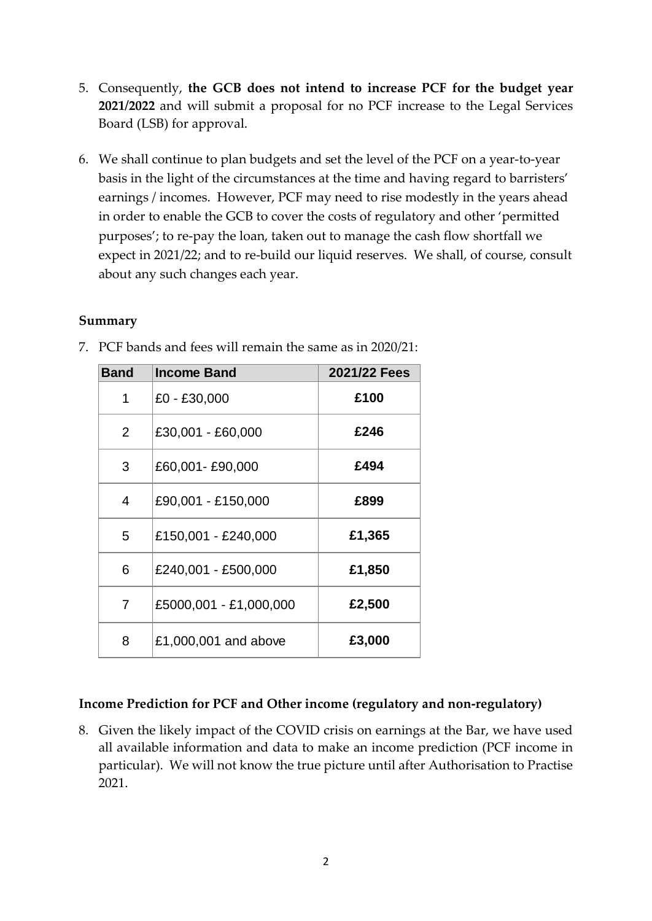5. Consequently, **the GCB does not intend to increase PCF for the budget year 2021/2022** and will submit a proposal for no PCF increase to the Legal Services Board (LSB) for approval.

6. We shall continue to plan budgets and set the level of the PCF on a year-to-year basis in the light of the circumstances at the time and having regard to barristers' earnings / incomes. However, PCF may need to rise modestly in the years ahead in order to enable the GCB to cover the costs of regulatory and other 'permitted purposes'; to re-pay the loan, taken out to manage the cash flow shortfall we expect in 2021/22; and to re-build our liquid reserves. We shall, of course, consult about any such changes each year.

### Summary

7. PCF bands and fees will remain the same as in 2020/21:

| Band | Income Band | 2021/22 Fees |
|---|---|---|
| 1 | £0 - £30,000 | **£100** |
| 2 | £30,001 - £60,000 | **£246** |
| 3 | £60,001- £90,000 | **£494** |
| 4 | £90,001 - £150,000 | **£899** |
| 5 | £150,001 - £240,000 | **£1,365** |
| 6 | £240,001 - £500,000 | **£1,850** |
| 7 | £5000,001 - £1,000,000 | **£2,500** |
| 8 | £1,000,001 and above | **£3,000** |

### Income Prediction for PCF and Other income (regulatory and non-regulatory)

8. Given the likely impact of the COVID crisis on earnings at the Bar, we have used all available information and data to make an income prediction (PCF income in particular). We will not know the true picture until after Authorisation to Practise 2021.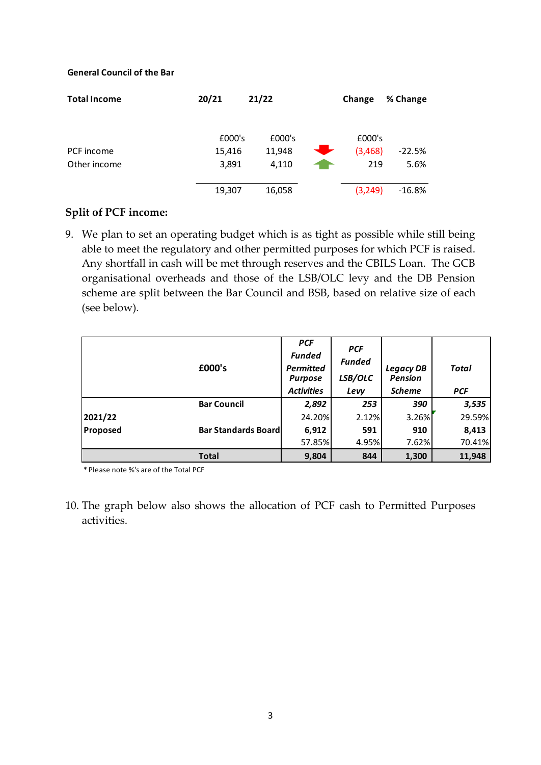**General Council of the Bar**

| **Total Income** | **20/21** | **21/22** | | **Change** | **% Change** |
|---|---|---|---|---|---|
| | £000's | £000's | | £000's | |
| PCF income | 15,416 | 11,948 | | (3,468) | -22.5% |
| Other income | 3,891 | 4,110 | | 219 | 5.6% |
| | 19,307 | 16,058 | | (3,249) | -16.8% |

## Split of PCF income:

9. We plan to set an operating budget which is as tight as possible while still being able to meet the regulatory and other permitted purposes for which PCF is raised. Any shortfall in cash will be met through reserves and the CBILS Loan. The GCB organisational overheads and those of the LSB/OLC levy and the DB Pension scheme are split between the Bar Council and BSB, based on relative size of each (see below).

| | **£000's** | ***PCF Funded Permitted Purpose Activities*** | ***PCF Funded LSB/OLC Levy*** | ***Legacy DB Pension Scheme*** | ***Total PCF*** |
|---|---|---|---|---|---|
| **2021/22 Proposed** | **Bar Council** | ***2,892*** | ***253*** | ***390*** | ***3,535*** |
| | | 24.20% | 2.12% | 3.26% | 29.59% |
| | **Bar Standards Board** | **6,912** | **591** | **910** | **8,413** |
| | | 57.85% | 4.95% | 7.62% | 70.41% |
| | **Total** | **9,804** | **844** | **1,300** | **11,948** |

\* Please note %'s are of the Total PCF

10. The graph below also shows the allocation of PCF cash to Permitted Purposes activities.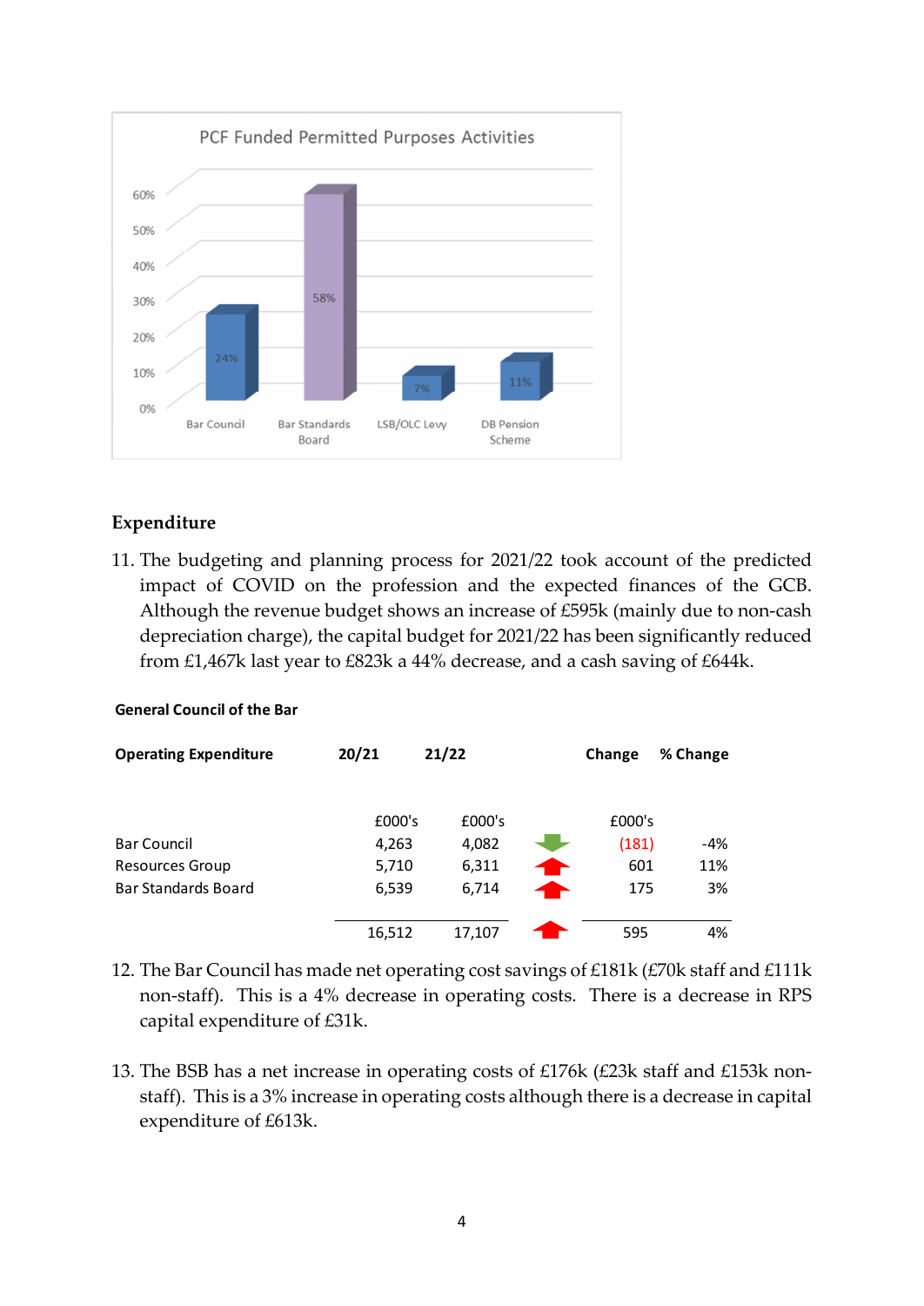PCF Funded Permitted Purposes Activities

| | Bar Council | Bar Standards Board | LSB/OLC Levy | DB Pension Scheme |
|---|---|---|---|---|
| | 24% | 58% | 7% | 11% |

## Expenditure

11. The budgeting and planning process for 2021/22 took account of the predicted impact of COVID on the profession and the expected finances of the GCB. Although the revenue budget shows an increase of £595k (mainly due to non-cash depreciation charge), the capital budget for 2021/22 has been significantly reduced from £1,467k last year to £823k a 44% decrease, and a cash saving of £644k.

**General Council of the Bar**

| **Operating Expenditure** | **20/21** | **21/22** | | **Change** | **% Change** |
|---|---|---|---|---|---|
| | £000's | £000's | | £000's | |
| Bar Council | 4,263 | 4,082 | ↓ | (181) | -4% |
| Resources Group | 5,710 | 6,311 | ↑ | 601 | 11% |
| Bar Standards Board | 6,539 | 6,714 | ↑ | 175 | 3% |
| | 16,512 | 17,107 | ↑ | 595 | 4% |

12. The Bar Council has made net operating cost savings of £181k (£70k staff and £111k non-staff). This is a 4% decrease in operating costs. There is a decrease in RPS capital expenditure of £31k.

13. The BSB has a net increase in operating costs of £176k (£23k staff and £153k non-staff). This is a 3% increase in operating costs although there is a decrease in capital expenditure of £613k.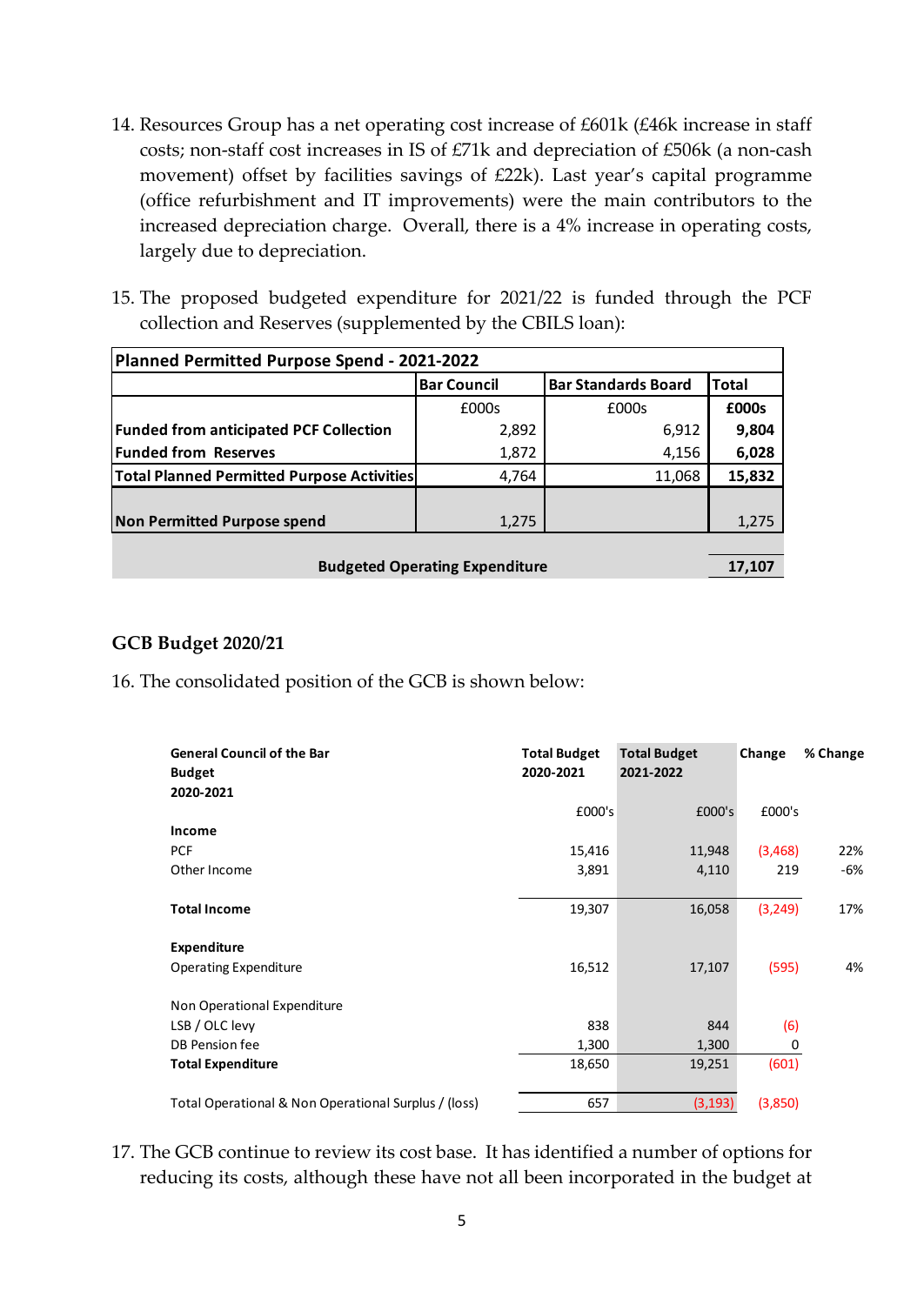14. Resources Group has a net operating cost increase of £601k (£46k increase in staff costs; non-staff cost increases in IS of £71k and depreciation of £506k (a non-cash movement) offset by facilities savings of £22k). Last year's capital programme (office refurbishment and IT improvements) were the main contributors to the increased depreciation charge. Overall, there is a 4% increase in operating costs, largely due to depreciation.

15. The proposed budgeted expenditure for 2021/22 is funded through the PCF collection and Reserves (supplemented by the CBILS loan):

| **Planned Permitted Purpose Spend - 2021-2022** | | | |
|---|---|---|---|
| | **Bar Council** | **Bar Standards Board** | **Total** |
| | £000s | £000s | **£000s** |
| **Funded from anticipated PCF Collection** | 2,892 | 6,912 | **9,804** |
| **Funded from Reserves** | 1,872 | 4,156 | **6,028** |
| **Total Planned Permitted Purpose Activities** | 4,764 | 11,068 | **15,832** |
| **Non Permitted Purpose spend** | 1,275 | | 1,275 |
| **Budgeted Operating Expenditure** | | | **17,107** |

## GCB Budget 2020/21

16. The consolidated position of the GCB is shown below:

| **General Council of the Bar Budget 2020-2021** | **Total Budget 2020-2021** | **Total Budget 2021-2022** | **Change** | **% Change** |
|---|---|---|---|---|
| | £000's | £000's | £000's | |
| **Income** | | | | |
| PCF | 15,416 | 11,948 | (3,468) | 22% |
| Other Income | 3,891 | 4,110 | 219 | -6% |
| **Total Income** | 19,307 | 16,058 | (3,249) | 17% |
| **Expenditure** | | | | |
| Operating Expenditure | 16,512 | 17,107 | (595) | 4% |
| Non Operational Expenditure | | | | |
| LSB / OLC levy | 838 | 844 | (6) | |
| DB Pension fee | 1,300 | 1,300 | 0 | |
| **Total Expenditure** | 18,650 | 19,251 | (601) | |
| Total Operational & Non Operational Surplus / (loss) | 657 | (3,193) | (3,850) | |

17. The GCB continue to review its cost base. It has identified a number of options for reducing its costs, although these have not all been incorporated in the budget at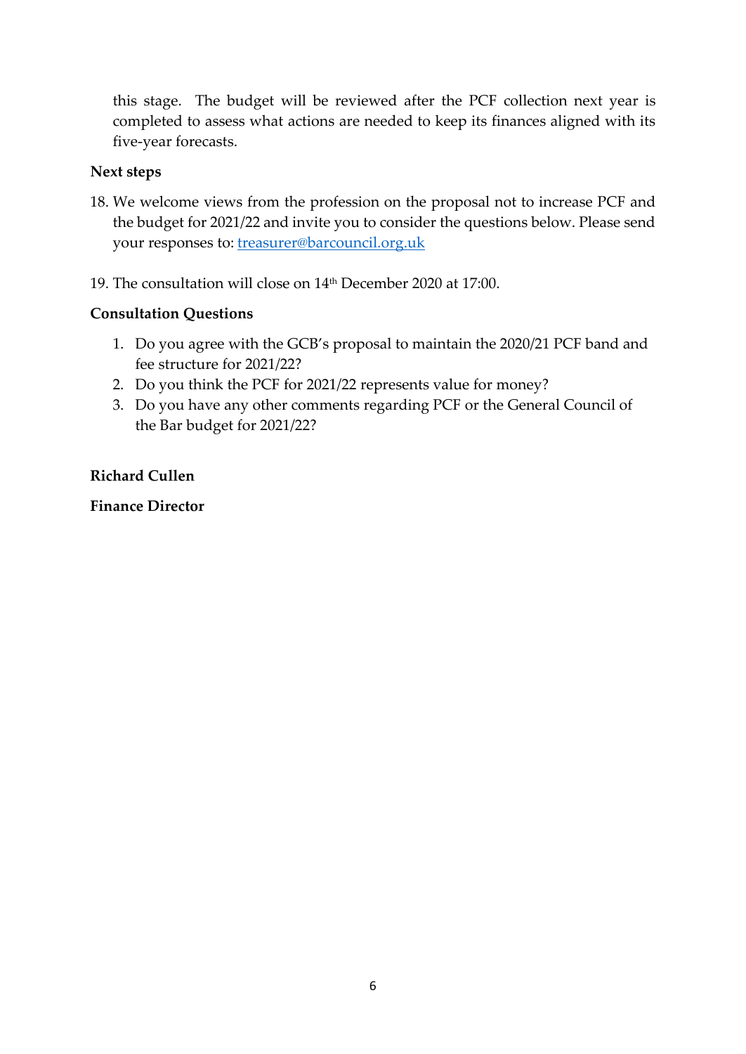this stage. The budget will be reviewed after the PCF collection next year is completed to assess what actions are needed to keep its finances aligned with its five-year forecasts.

**Next steps**

18. We welcome views from the profession on the proposal not to increase PCF and the budget for 2021/22 and invite you to consider the questions below. Please send your responses to: treasurer@barcouncil.org.uk

19. The consultation will close on 14th December 2020 at 17:00.

**Consultation Questions**

1. Do you agree with the GCB's proposal to maintain the 2020/21 PCF band and fee structure for 2021/22?
2. Do you think the PCF for 2021/22 represents value for money?
3. Do you have any other comments regarding PCF or the General Council of the Bar budget for 2021/22?

**Richard Cullen**

**Finance Director**